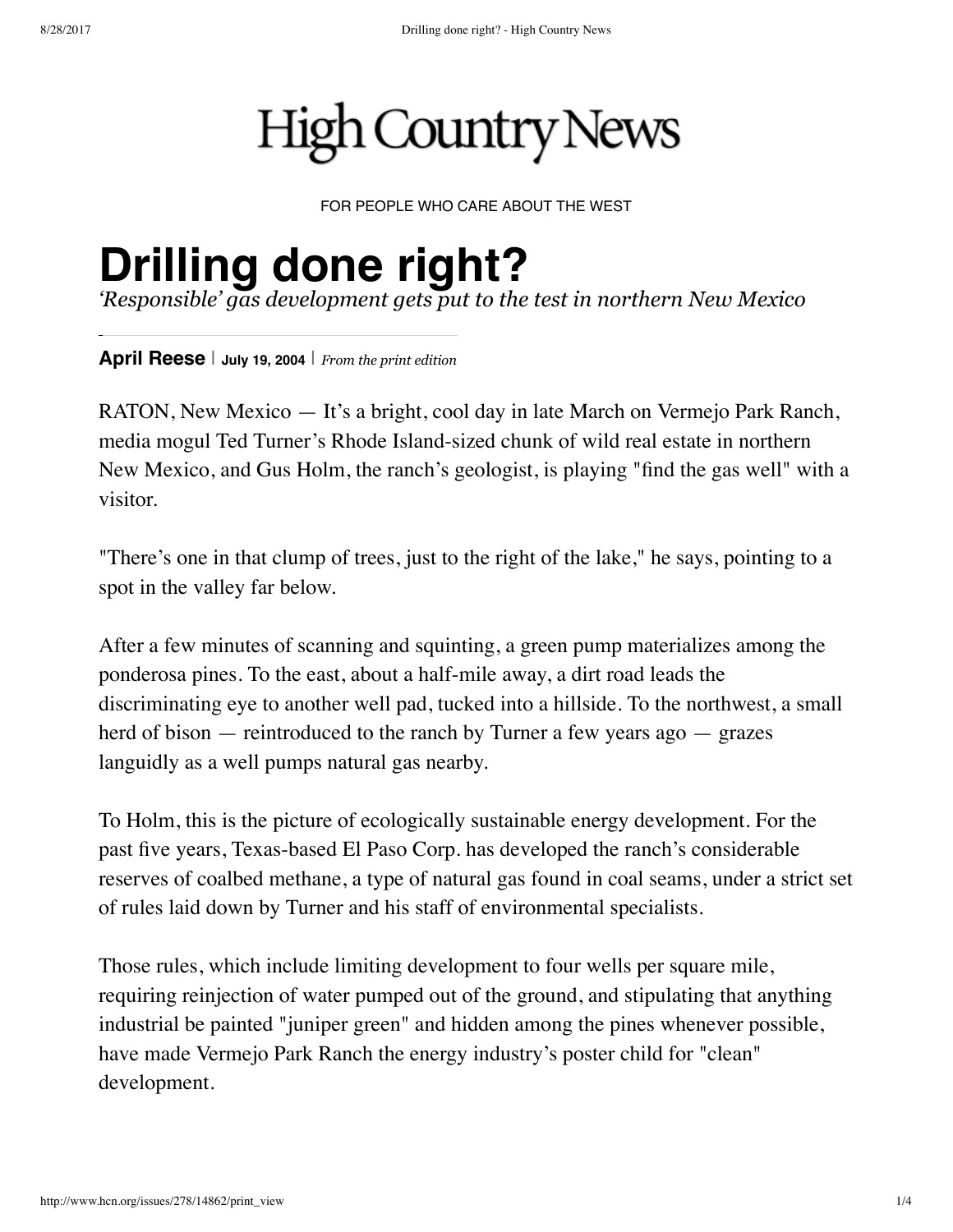High Country News

FOR PEOPLE WHO CARE ABOUT THE WEST

# Drilling done right?

*'Responsible' gas development gets put to the test in northern New Mexico*

**April Reese** | **July 19, 2004** | *From the print edition*

RATON, New Mexico — It's a bright, cool day in late March on Vermejo Park Ranch, media mogul Ted Turner's Rhode Island-sized chunk of wild real estate in northern New Mexico, and Gus Holm, the ranch's geologist, is playing "find the gas well" with a visitor.

"There's one in that clump of trees, just to the right of the lake," he says, pointing to a spot in the valley far below.

After a few minutes of scanning and squinting, a green pump materializes among the ponderosa pines. To the east, about a half-mile away, a dirt road leads the discriminating eye to another well pad, tucked into a hillside. To the northwest, a small herd of bison — reintroduced to the ranch by Turner a few years ago — grazes languidly as a well pumps natural gas nearby.

To Holm, this is the picture of ecologically sustainable energy development. For the past five years, Texas-based El Paso Corp. has developed the ranch's considerable reserves of coalbed methane, a type of natural gas found in coal seams, under a strict set of rules laid down by Turner and his staff of environmental specialists.

Those rules, which include limiting development to four wells per square mile, requiring reinjection of water pumped out of the ground, and stipulating that anything industrial be painted "juniper green" and hidden among the pines whenever possible, have made Vermejo Park Ranch the energy industry's poster child for "clean" development.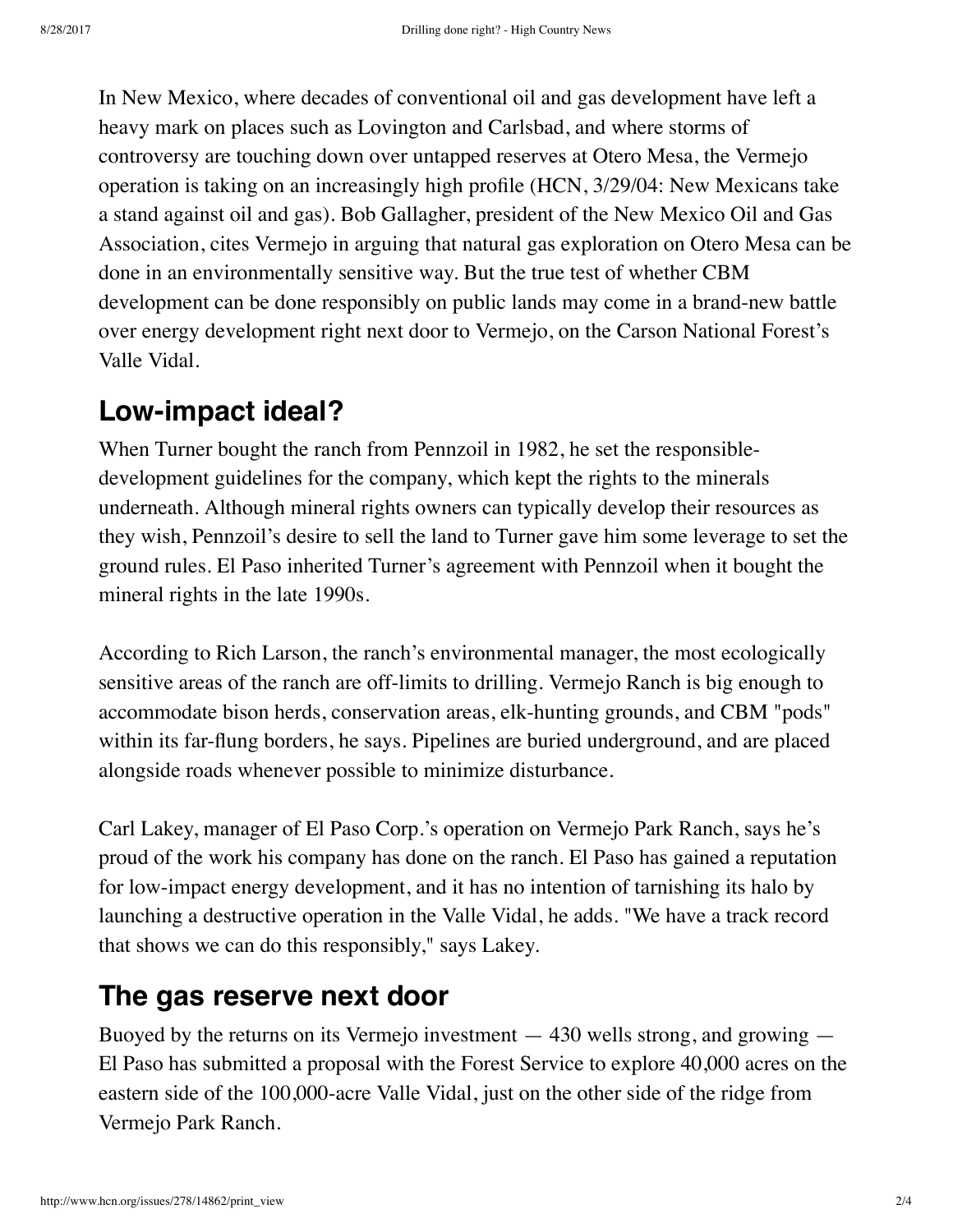In New Mexico, where decades of conventional oil and gas development have left a heavy mark on places such as Lovington and Carlsbad, and where storms of controversy are touching down over untapped reserves at Otero Mesa, the Vermejo operation is taking on an increasingly high profile (HCN, 3/29/04: New Mexicans take a stand against oil and gas). Bob Gallagher, president of the New Mexico Oil and Gas Association, cites Vermejo in arguing that natural gas exploration on Otero Mesa can be done in an environmentally sensitive way. But the true test of whether CBM development can be done responsibly on public lands may come in a brand-new battle over energy development right next door to Vermejo, on the Carson National Forest's Valle Vidal.

## Low-impact ideal?

When Turner bought the ranch from Pennzoil in 1982, he set the responsible-development guidelines for the company, which kept the rights to the minerals underneath. Although mineral rights owners can typically develop their resources as they wish, Pennzoil's desire to sell the land to Turner gave him some leverage to set the ground rules. El Paso inherited Turner's agreement with Pennzoil when it bought the mineral rights in the late 1990s.

According to Rich Larson, the ranch's environmental manager, the most ecologically sensitive areas of the ranch are off-limits to drilling. Vermejo Ranch is big enough to accommodate bison herds, conservation areas, elk-hunting grounds, and CBM "pods" within its far-flung borders, he says. Pipelines are buried underground, and are placed alongside roads whenever possible to minimize disturbance.

Carl Lakey, manager of El Paso Corp.'s operation on Vermejo Park Ranch, says he's proud of the work his company has done on the ranch. El Paso has gained a reputation for low-impact energy development, and it has no intention of tarnishing its halo by launching a destructive operation in the Valle Vidal, he adds. "We have a track record that shows we can do this responsibly," says Lakey.

## The gas reserve next door

Buoyed by the returns on its Vermejo investment — 430 wells strong, and growing — El Paso has submitted a proposal with the Forest Service to explore 40,000 acres on the eastern side of the 100,000-acre Valle Vidal, just on the other side of the ridge from Vermejo Park Ranch.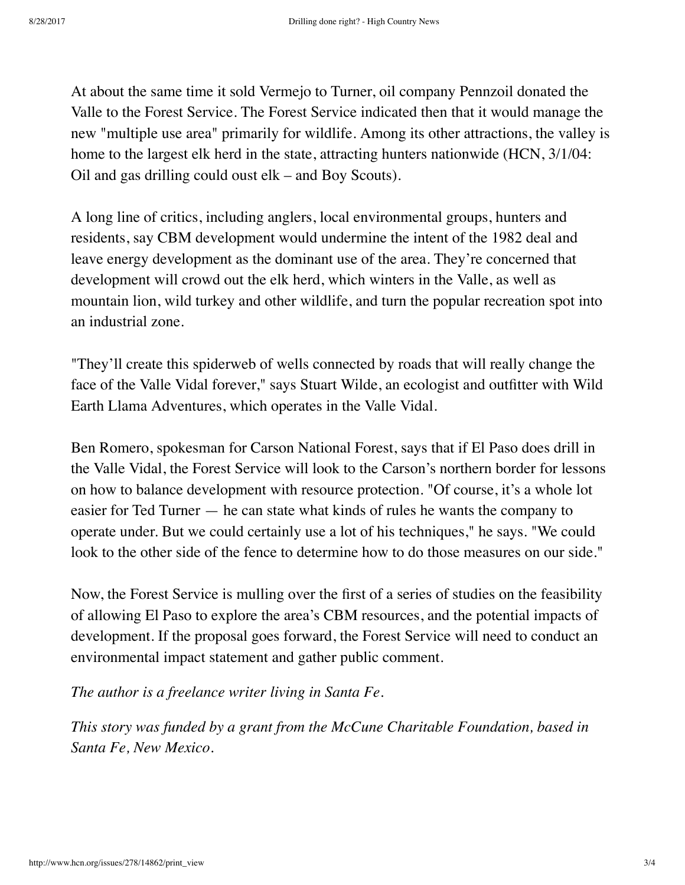At about the same time it sold Vermejo to Turner, oil company Pennzoil donated the Valle to the Forest Service. The Forest Service indicated then that it would manage the new "multiple use area" primarily for wildlife. Among its other attractions, the valley is home to the largest elk herd in the state, attracting hunters nationwide (HCN, 3/1/04: Oil and gas drilling could oust elk – and Boy Scouts).

A long line of critics, including anglers, local environmental groups, hunters and residents, say CBM development would undermine the intent of the 1982 deal and leave energy development as the dominant use of the area. They're concerned that development will crowd out the elk herd, which winters in the Valle, as well as mountain lion, wild turkey and other wildlife, and turn the popular recreation spot into an industrial zone.

"They'll create this spiderweb of wells connected by roads that will really change the face of the Valle Vidal forever," says Stuart Wilde, an ecologist and outfitter with Wild Earth Llama Adventures, which operates in the Valle Vidal.

Ben Romero, spokesman for Carson National Forest, says that if El Paso does drill in the Valle Vidal, the Forest Service will look to the Carson's northern border for lessons on how to balance development with resource protection. "Of course, it's a whole lot easier for Ted Turner — he can state what kinds of rules he wants the company to operate under. But we could certainly use a lot of his techniques," he says. "We could look to the other side of the fence to determine how to do those measures on our side."

Now, the Forest Service is mulling over the first of a series of studies on the feasibility of allowing El Paso to explore the area's CBM resources, and the potential impacts of development. If the proposal goes forward, the Forest Service will need to conduct an environmental impact statement and gather public comment.

*The author is a freelance writer living in Santa Fe.*

*This story was funded by a grant from the McCune Charitable Foundation, based in Santa Fe, New Mexico.*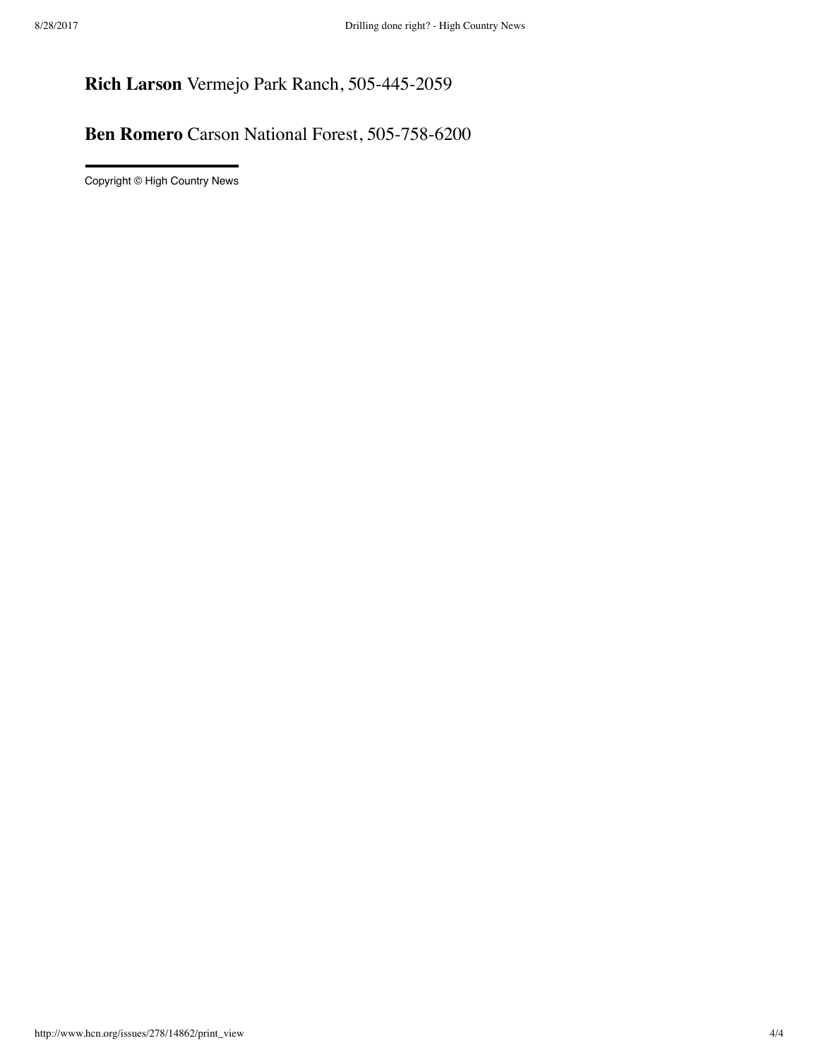**Rich Larson** Vermejo Park Ranch, 505-445-2059

**Ben Romero** Carson National Forest, 505-758-6200

Copyright © High Country News